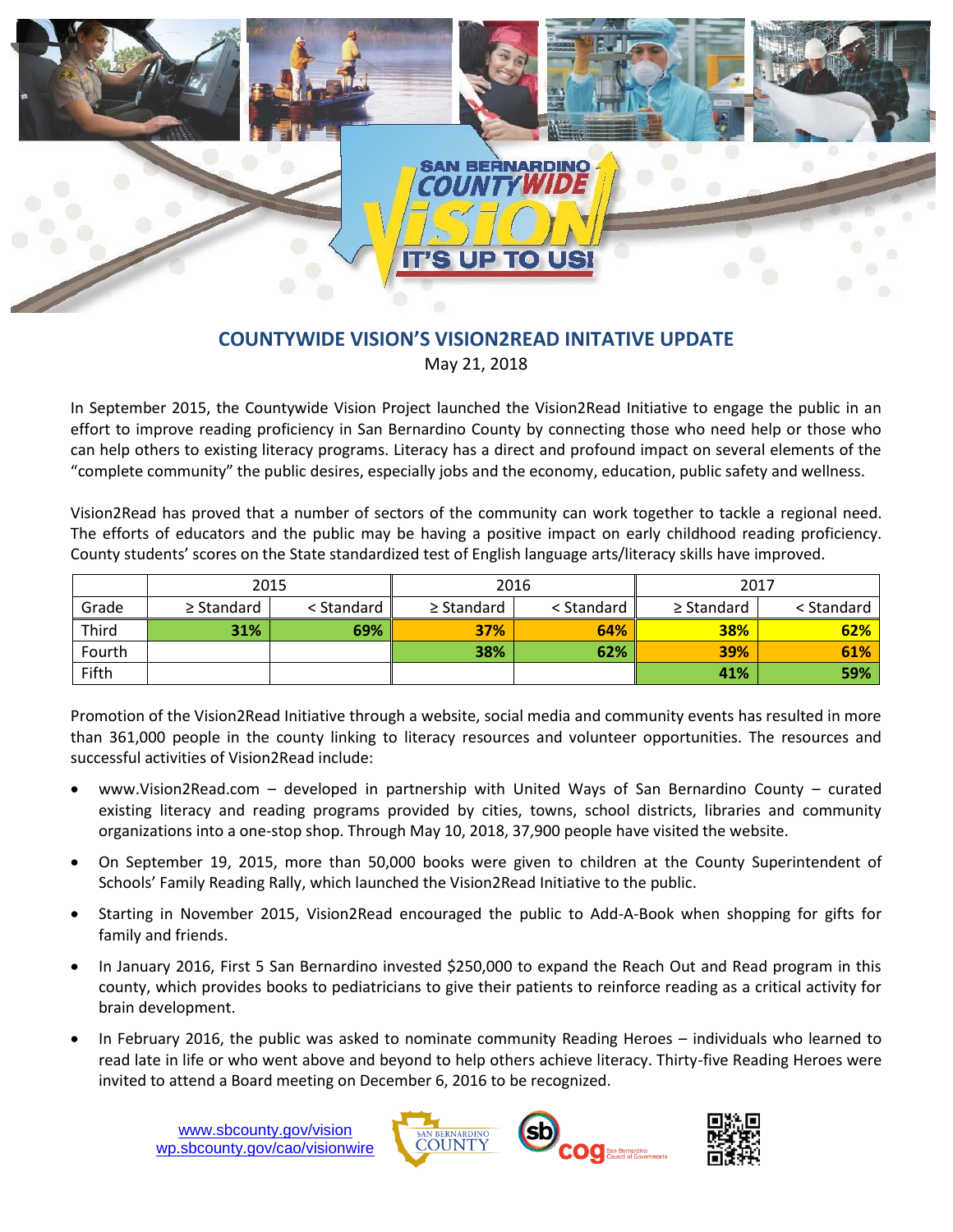## COUNTYWIDE VISION'S VISION2READ INITATIVE UPDATE

May 21, 2018

In September 2015, the Countywide Vision Project launched the Vision2Read Initiative to engage the public in an effort to improve reading proficiency in San Bernardino County by connecting those who need help or those who can help others to existing literacy programs. Literacy has a direct and profound impact on several elements of the "complete community" the public desires, especially jobs and the economy, education, public safety and wellness.

Vision2Read has proved that a number of sectors of the community can work together to tackle a regional need. The efforts of educators and the public may be having a positive impact on early childhood reading proficiency. County students' scores on the State standardized test of English language arts/literacy skills have improved.

| | 2015 | | 2016 | | 2017 | |
|---|---|---|---|---|---|---|
| Grade | ≥ Standard | < Standard | ≥ Standard | < Standard | ≥ Standard | < Standard |
| Third | **31%** | **69%** | **37%** | **64%** | **38%** | **62%** |
| Fourth | | | **38%** | **62%** | **39%** | **61%** |
| Fifth | | | | | **41%** | **59%** |

Promotion of the Vision2Read Initiative through a website, social media and community events has resulted in more than 361,000 people in the county linking to literacy resources and volunteer opportunities. The resources and successful activities of Vision2Read include:

- www.Vision2Read.com – developed in partnership with United Ways of San Bernardino County – curated existing literacy and reading programs provided by cities, towns, school districts, libraries and community organizations into a one-stop shop. Through May 10, 2018, 37,900 people have visited the website.
- On September 19, 2015, more than 50,000 books were given to children at the County Superintendent of Schools' Family Reading Rally, which launched the Vision2Read Initiative to the public.
- Starting in November 2015, Vision2Read encouraged the public to Add-A-Book when shopping for gifts for family and friends.
- In January 2016, First 5 San Bernardino invested $250,000 to expand the Reach Out and Read program in this county, which provides books to pediatricians to give their patients to reinforce reading as a critical activity for brain development.
- In February 2016, the public was asked to nominate community Reading Heroes – individuals who learned to read late in life or who went above and beyond to help others achieve literacy. Thirty-five Reading Heroes were invited to attend a Board meeting on December 6, 2016 to be recognized.

www.sbcounty.gov/vision
wp.sbcounty.gov/cao/visionwire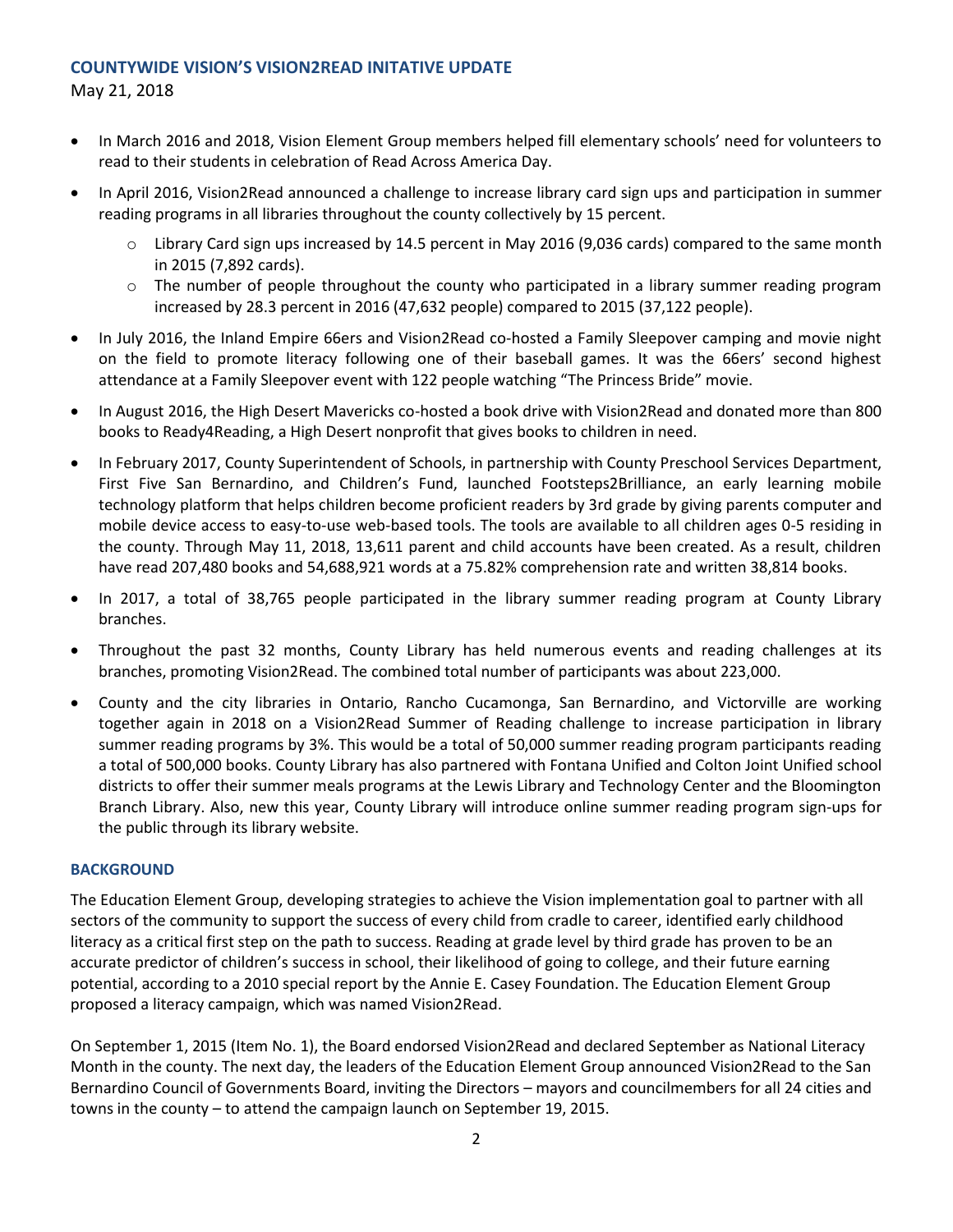## COUNTYWIDE VISION'S VISION2READ INITATIVE UPDATE

May 21, 2018

- In March 2016 and 2018, Vision Element Group members helped fill elementary schools' need for volunteers to read to their students in celebration of Read Across America Day.
- In April 2016, Vision2Read announced a challenge to increase library card sign ups and participation in summer reading programs in all libraries throughout the county collectively by 15 percent.
    - Library Card sign ups increased by 14.5 percent in May 2016 (9,036 cards) compared to the same month in 2015 (7,892 cards).
    - The number of people throughout the county who participated in a library summer reading program increased by 28.3 percent in 2016 (47,632 people) compared to 2015 (37,122 people).
- In July 2016, the Inland Empire 66ers and Vision2Read co-hosted a Family Sleepover camping and movie night on the field to promote literacy following one of their baseball games. It was the 66ers' second highest attendance at a Family Sleepover event with 122 people watching "The Princess Bride" movie.
- In August 2016, the High Desert Mavericks co-hosted a book drive with Vision2Read and donated more than 800 books to Ready4Reading, a High Desert nonprofit that gives books to children in need.
- In February 2017, County Superintendent of Schools, in partnership with County Preschool Services Department, First Five San Bernardino, and Children's Fund, launched Footsteps2Brilliance, an early learning mobile technology platform that helps children become proficient readers by 3rd grade by giving parents computer and mobile device access to easy-to-use web-based tools. The tools are available to all children ages 0-5 residing in the county. Through May 11, 2018, 13,611 parent and child accounts have been created. As a result, children have read 207,480 books and 54,688,921 words at a 75.82% comprehension rate and written 38,814 books.
- In 2017, a total of 38,765 people participated in the library summer reading program at County Library branches.
- Throughout the past 32 months, County Library has held numerous events and reading challenges at its branches, promoting Vision2Read. The combined total number of participants was about 223,000.
- County and the city libraries in Ontario, Rancho Cucamonga, San Bernardino, and Victorville are working together again in 2018 on a Vision2Read Summer of Reading challenge to increase participation in library summer reading programs by 3%. This would be a total of 50,000 summer reading program participants reading a total of 500,000 books. County Library has also partnered with Fontana Unified and Colton Joint Unified school districts to offer their summer meals programs at the Lewis Library and Technology Center and the Bloomington Branch Library. Also, new this year, County Library will introduce online summer reading program sign-ups for the public through its library website.

### BACKGROUND

The Education Element Group, developing strategies to achieve the Vision implementation goal to partner with all sectors of the community to support the success of every child from cradle to career, identified early childhood literacy as a critical first step on the path to success. Reading at grade level by third grade has proven to be an accurate predictor of children's success in school, their likelihood of going to college, and their future earning potential, according to a 2010 special report by the Annie E. Casey Foundation. The Education Element Group proposed a literacy campaign, which was named Vision2Read.

On September 1, 2015 (Item No. 1), the Board endorsed Vision2Read and declared September as National Literacy Month in the county. The next day, the leaders of the Education Element Group announced Vision2Read to the San Bernardino Council of Governments Board, inviting the Directors – mayors and councilmembers for all 24 cities and towns in the county – to attend the campaign launch on September 19, 2015.